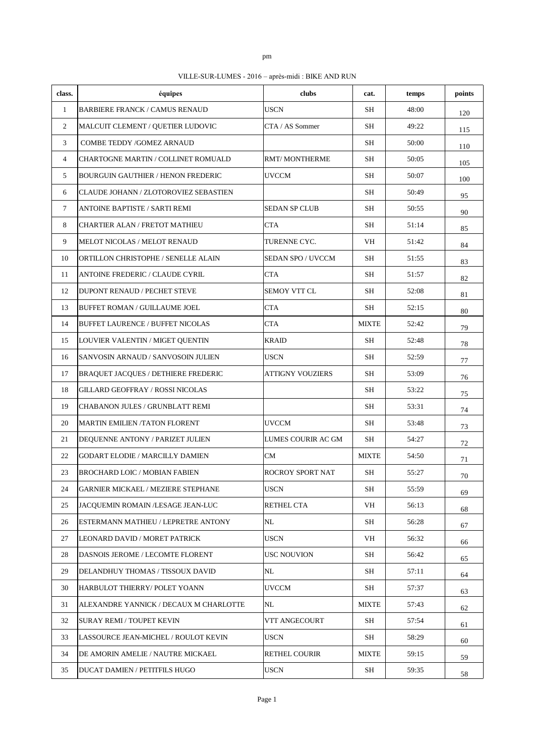pm

VILLE-SUR-LUMES - 2016 – après-midi : BIKE AND RUN

| class. | équipes | clubs | cat. | temps | points |
|---|---|---|---|---|---|
| 1 | BARBIERE FRANCK / CAMUS RENAUD | USCN | SH | 48:00 | 120 |
| 2 | MALCUIT CLEMENT / QUETIER LUDOVIC | CTA / AS Sommer | SH | 49:22 | 115 |
| 3 | COMBE TEDDY /GOMEZ ARNAUD | | SH | 50:00 | 110 |
| 4 | CHARTOGNE MARTIN / COLLINET ROMUALD | RMT/ MONTHERME | SH | 50:05 | 105 |
| 5 | BOURGUIN GAUTHIER / HENON FREDERIC | UVCCM | SH | 50:07 | 100 |
| 6 | CLAUDE JOHANN / ZLOTOROVIEZ SEBASTIEN | | SH | 50:49 | 95 |
| 7 | ANTOINE BAPTISTE / SARTI REMI | SEDAN SP CLUB | SH | 50:55 | 90 |
| 8 | CHARTIER ALAN / FRETOT MATHIEU | CTA | SH | 51:14 | 85 |
| 9 | MELOT NICOLAS / MELOT RENAUD | TURENNE CYC. | VH | 51:42 | 84 |
| 10 | ORTILLON CHRISTOPHE / SENELLE ALAIN | SEDAN SPO / UVCCM | SH | 51:55 | 83 |
| 11 | ANTOINE FREDERIC / CLAUDE CYRIL | CTA | SH | 51:57 | 82 |
| 12 | DUPONT RENAUD / PECHET STEVE | SEMOY VTT CL | SH | 52:08 | 81 |
| 13 | BUFFET ROMAN / GUILLAUME JOEL | CTA | SH | 52:15 | 80 |
| 14 | BUFFET LAURENCE / BUFFET NICOLAS | CTA | MIXTE | 52:42 | 79 |
| 15 | LOUVIER VALENTIN / MIGET QUENTIN | KRAID | SH | 52:48 | 78 |
| 16 | SANVOSIN ARNAUD / SANVOSOIN JULIEN | USCN | SH | 52:59 | 77 |
| 17 | BRAQUET JACQUES / DETHIERE FREDERIC | ATTIGNY VOUZIERS | SH | 53:09 | 76 |
| 18 | GILLARD GEOFFRAY / ROSSI NICOLAS | | SH | 53:22 | 75 |
| 19 | CHABANON JULES / GRUNBLATT REMI | | SH | 53:31 | 74 |
| 20 | MARTIN EMILIEN /TATON FLORENT | UVCCM | SH | 53:48 | 73 |
| 21 | DEQUENNE ANTONY / PARIZET JULIEN | LUMES COURIR AC GM | SH | 54:27 | 72 |
| 22 | GODART ELODIE / MARCILLY DAMIEN | CM | MIXTE | 54:50 | 71 |
| 23 | BROCHARD LOIC / MOBIAN FABIEN | ROCROY SPORT NAT | SH | 55:27 | 70 |
| 24 | GARNIER MICKAEL / MEZIERE STEPHANE | USCN | SH | 55:59 | 69 |
| 25 | JACQUEMIN ROMAIN /LESAGE JEAN-LUC | RETHEL CTA | VH | 56:13 | 68 |
| 26 | ESTERMANN MATHIEU / LEPRETRE ANTONY | NL | SH | 56:28 | 67 |
| 27 | LEONARD DAVID / MORET PATRICK | USCN | VH | 56:32 | 66 |
| 28 | DASNOIS JEROME / LECOMTE FLORENT | USC NOUVION | SH | 56:42 | 65 |
| 29 | DELANDHUY THOMAS / TISSOUX DAVID | NL | SH | 57:11 | 64 |
| 30 | HARBULOT THIERRY/ POLET YOANN | UVCCM | SH | 57:37 | 63 |
| 31 | ALEXANDRE YANNICK / DECAUX M CHARLOTTE | NL | MIXTE | 57:43 | 62 |
| 32 | SURAY REMI / TOUPET KEVIN | VTT ANGECOURT | SH | 57:54 | 61 |
| 33 | LASSOURCE JEAN-MICHEL / ROULOT KEVIN | USCN | SH | 58:29 | 60 |
| 34 | DE AMORIN AMELIE / NAUTRE MICKAEL | RETHEL COURIR | MIXTE | 59:15 | 59 |
| 35 | DUCAT DAMIEN / PETITFILS HUGO | USCN | SH | 59:35 | 58 |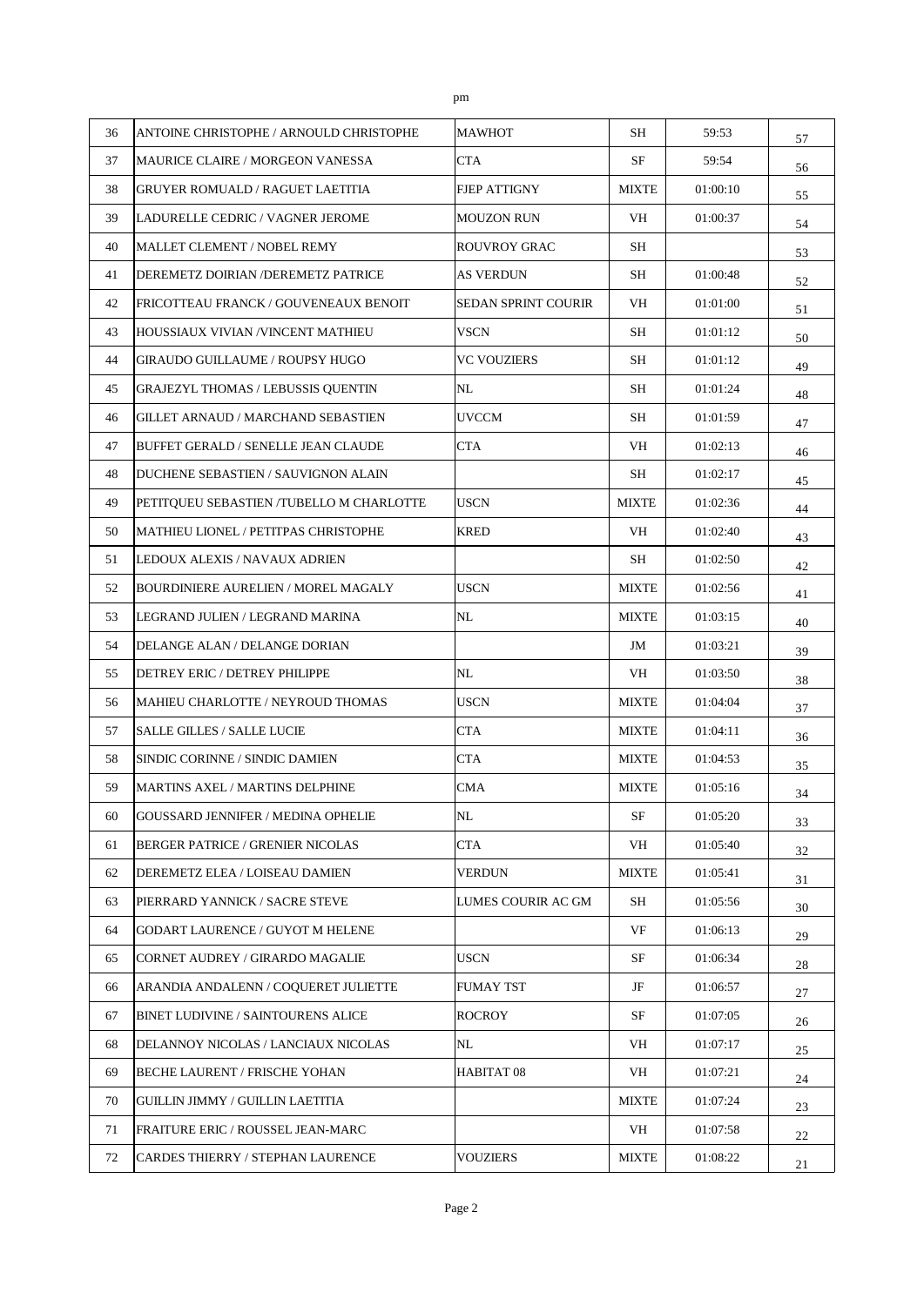pm

| 36 | ANTOINE CHRISTOPHE / ARNOULD CHRISTOPHE | MAWHOT | SH | 59:53 | 57 |
|---|---|---|---|---|---|
| 37 | MAURICE CLAIRE / MORGEON VANESSA | CTA | SF | 59:54 | 56 |
| 38 | GRUYER ROMUALD / RAGUET LAETITIA | FJEP ATTIGNY | MIXTE | 01:00:10 | 55 |
| 39 | LADURELLE CEDRIC / VAGNER JEROME | MOUZON RUN | VH | 01:00:37 | 54 |
| 40 | MALLET CLEMENT / NOBEL REMY | ROUVROY GRAC | SH | | 53 |
| 41 | DEREMETZ DOIRIAN /DEREMETZ PATRICE | AS VERDUN | SH | 01:00:48 | 52 |
| 42 | FRICOTTEAU FRANCK / GOUVENEAUX BENOIT | SEDAN SPRINT COURIR | VH | 01:01:00 | 51 |
| 43 | HOUSSIAUX VIVIAN /VINCENT MATHIEU | VSCN | SH | 01:01:12 | 50 |
| 44 | GIRAUDO GUILLAUME / ROUPSY HUGO | VC VOUZIERS | SH | 01:01:12 | 49 |
| 45 | GRAJEZYL THOMAS / LEBUSSIS QUENTIN | NL | SH | 01:01:24 | 48 |
| 46 | GILLET ARNAUD / MARCHAND SEBASTIEN | UVCCM | SH | 01:01:59 | 47 |
| 47 | BUFFET GERALD / SENELLE JEAN CLAUDE | CTA | VH | 01:02:13 | 46 |
| 48 | DUCHENE SEBASTIEN / SAUVIGNON ALAIN | | SH | 01:02:17 | 45 |
| 49 | PETITQUEU SEBASTIEN /TUBELLO M CHARLOTTE | USCN | MIXTE | 01:02:36 | 44 |
| 50 | MATHIEU LIONEL / PETITPAS CHRISTOPHE | KRED | VH | 01:02:40 | 43 |
| 51 | LEDOUX ALEXIS / NAVAUX ADRIEN | | SH | 01:02:50 | 42 |
| 52 | BOURDINIERE AURELIEN / MOREL MAGALY | USCN | MIXTE | 01:02:56 | 41 |
| 53 | LEGRAND JULIEN / LEGRAND MARINA | NL | MIXTE | 01:03:15 | 40 |
| 54 | DELANGE ALAN / DELANGE DORIAN | | JM | 01:03:21 | 39 |
| 55 | DETREY ERIC / DETREY PHILIPPE | NL | VH | 01:03:50 | 38 |
| 56 | MAHIEU CHARLOTTE / NEYROUD THOMAS | USCN | MIXTE | 01:04:04 | 37 |
| 57 | SALLE GILLES / SALLE LUCIE | CTA | MIXTE | 01:04:11 | 36 |
| 58 | SINDIC CORINNE / SINDIC DAMIEN | CTA | MIXTE | 01:04:53 | 35 |
| 59 | MARTINS AXEL / MARTINS DELPHINE | CMA | MIXTE | 01:05:16 | 34 |
| 60 | GOUSSARD JENNIFER / MEDINA OPHELIE | NL | SF | 01:05:20 | 33 |
| 61 | BERGER PATRICE / GRENIER NICOLAS | CTA | VH | 01:05:40 | 32 |
| 62 | DEREMETZ ELEA / LOISEAU DAMIEN | VERDUN | MIXTE | 01:05:41 | 31 |
| 63 | PIERRARD YANNICK / SACRE STEVE | LUMES COURIR AC GM | SH | 01:05:56 | 30 |
| 64 | GODART LAURENCE / GUYOT M HELENE | | VF | 01:06:13 | 29 |
| 65 | CORNET AUDREY / GIRARDO MAGALIE | USCN | SF | 01:06:34 | 28 |
| 66 | ARANDIA ANDALENN / COQUERET JULIETTE | FUMAY TST | JF | 01:06:57 | 27 |
| 67 | BINET LUDIVINE / SAINTOURENS ALICE | ROCROY | SF | 01:07:05 | 26 |
| 68 | DELANNOY NICOLAS / LANCIAUX NICOLAS | NL | VH | 01:07:17 | 25 |
| 69 | BECHE LAURENT / FRISCHE YOHAN | HABITAT 08 | VH | 01:07:21 | 24 |
| 70 | GUILLIN JIMMY / GUILLIN LAETITIA | | MIXTE | 01:07:24 | 23 |
| 71 | FRAITURE ERIC / ROUSSEL JEAN-MARC | | VH | 01:07:58 | 22 |
| 72 | CARDES THIERRY / STEPHAN LAURENCE | VOUZIERS | MIXTE | 01:08:22 | 21 |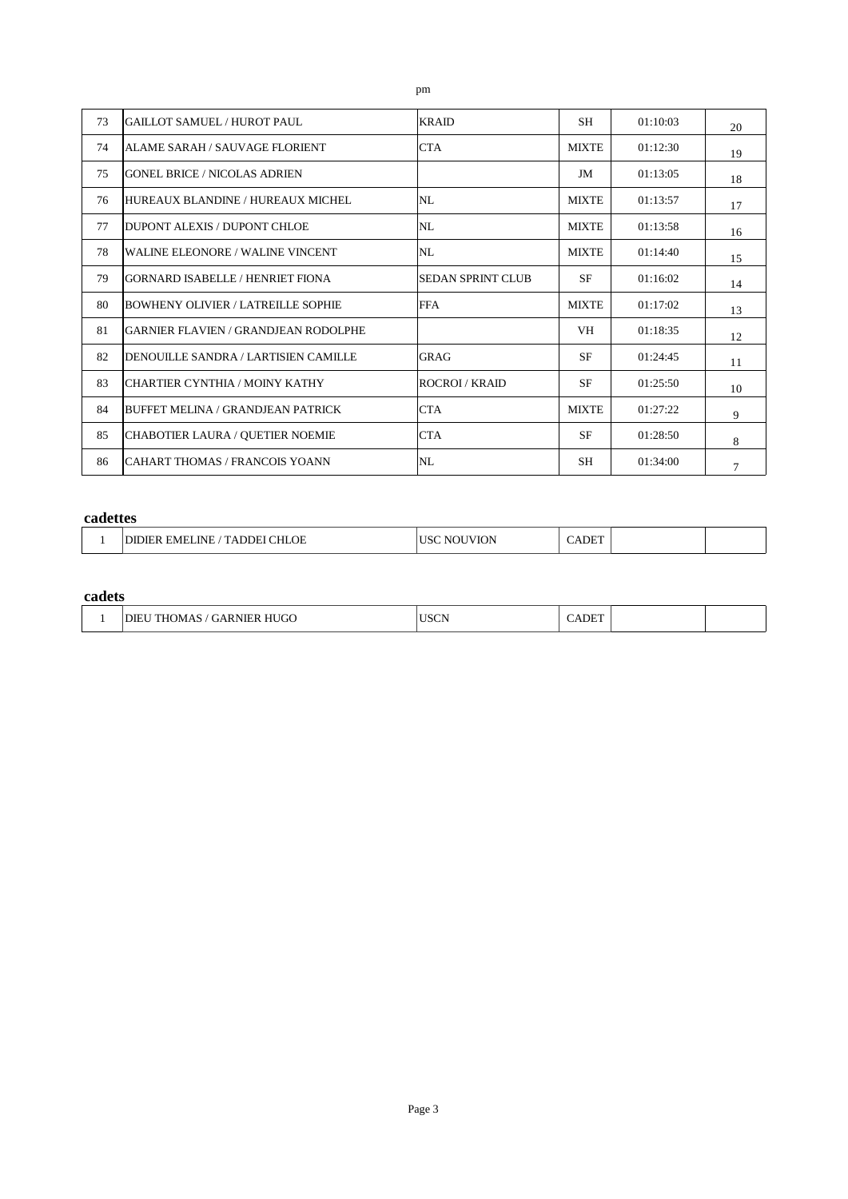pm

| | | | | | |
|---|---|---|---|---|---|
| 73 | GAILLOT SAMUEL / HUROT PAUL | KRAID | SH | 01:10:03 | 20 |
| 74 | ALAME SARAH / SAUVAGE FLORIENT | CTA | MIXTE | 01:12:30 | 19 |
| 75 | GONEL BRICE / NICOLAS ADRIEN | | JM | 01:13:05 | 18 |
| 76 | HUREAUX BLANDINE / HUREAUX MICHEL | NL | MIXTE | 01:13:57 | 17 |
| 77 | DUPONT ALEXIS / DUPONT CHLOE | NL | MIXTE | 01:13:58 | 16 |
| 78 | WALINE ELEONORE / WALINE VINCENT | NL | MIXTE | 01:14:40 | 15 |
| 79 | GORNARD ISABELLE / HENRIET FIONA | SEDAN SPRINT CLUB | SF | 01:16:02 | 14 |
| 80 | BOWHENY OLIVIER / LATREILLE SOPHIE | FFA | MIXTE | 01:17:02 | 13 |
| 81 | GARNIER FLAVIEN / GRANDJEAN RODOLPHE | | VH | 01:18:35 | 12 |
| 82 | DENOUILLE SANDRA / LARTISIEN CAMILLE | GRAG | SF | 01:24:45 | 11 |
| 83 | CHARTIER CYNTHIA / MOINY KATHY | ROCROI / KRAID | SF | 01:25:50 | 10 |
| 84 | BUFFET MELINA / GRANDJEAN PATRICK | CTA | MIXTE | 01:27:22 | 9 |
| 85 | CHABOTIER LAURA / QUETIER NOEMIE | CTA | SF | 01:28:50 | 8 |
| 86 | CAHART THOMAS / FRANCOIS YOANN | NL | SH | 01:34:00 | 7 |

**cadettes**

| | | | | | |
|---|---|---|---|---|---|
| 1 | DIDIER EMELINE / TADDEI CHLOE | USC NOUVION | CADET | | |

**cadets**

| | | | | | |
|---|---|---|---|---|---|
| 1 | DIEU THOMAS / GARNIER HUGO | USCN | CADET | | |